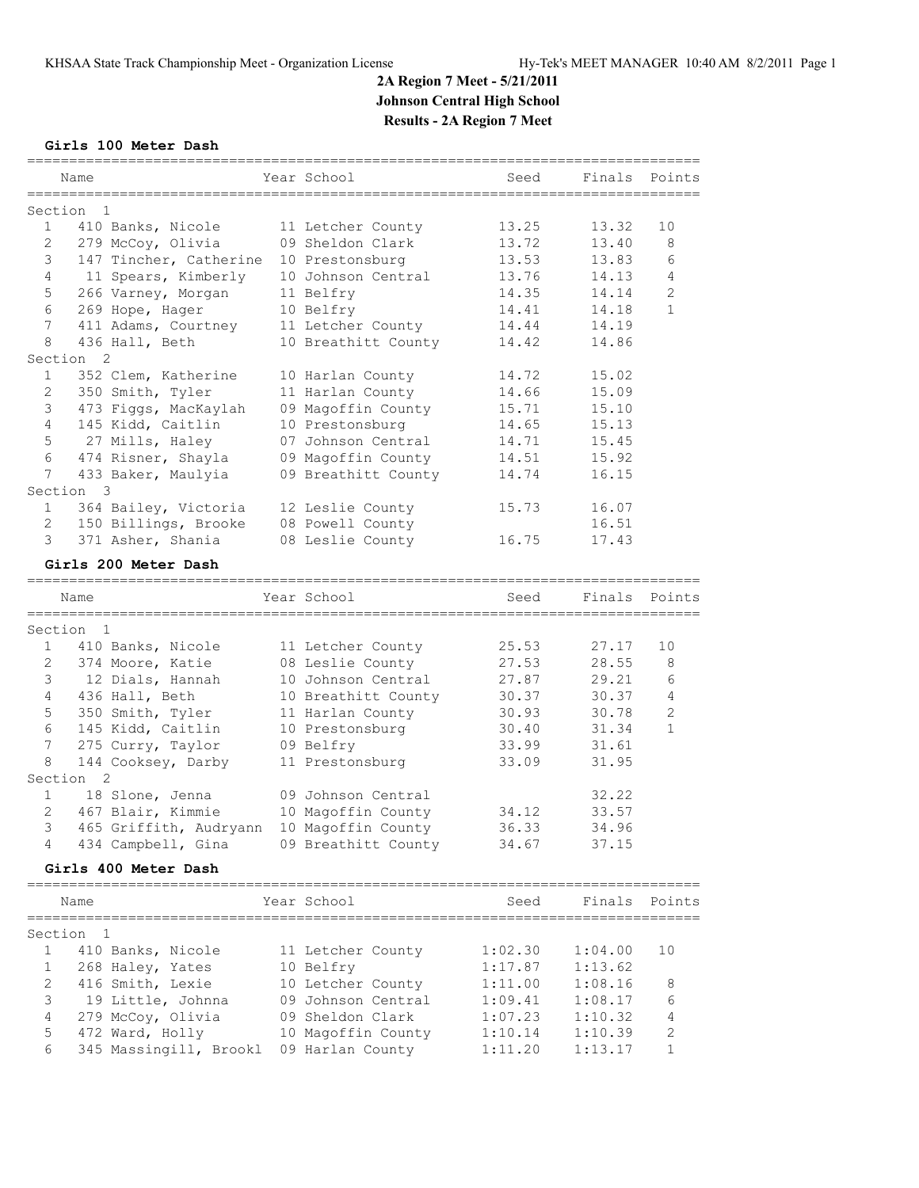# 2A Region 7 Meet - 5/21/2011

## Johnson Central High School

## Results - 2A Region 7 Meet

### Girls 100 Meter Dash

| | Name | Year | School | Seed | Finals | Points |
|---|---|---|---|---|---|---|
| **Section 1** | | | | | | |
| 1 | 410 Banks, Nicole | 11 | Letcher County | 13.25 | 13.32 | 10 |
| 2 | 279 McCoy, Olivia | 09 | Sheldon Clark | 13.72 | 13.40 | 8 |
| 3 | 147 Tincher, Catherine | 10 | Prestonsburg | 13.53 | 13.83 | 6 |
| 4 | 11 Spears, Kimberly | 10 | Johnson Central | 13.76 | 14.13 | 4 |
| 5 | 266 Varney, Morgan | 11 | Belfry | 14.35 | 14.14 | 2 |
| 6 | 269 Hope, Hager | 10 | Belfry | 14.41 | 14.18 | 1 |
| 7 | 411 Adams, Courtney | 11 | Letcher County | 14.44 | 14.19 | |
| 8 | 436 Hall, Beth | 10 | Breathitt County | 14.42 | 14.86 | |
| **Section 2** | | | | | | |
| 1 | 352 Clem, Katherine | 10 | Harlan County | 14.72 | 15.02 | |
| 2 | 350 Smith, Tyler | 11 | Harlan County | 14.66 | 15.09 | |
| 3 | 473 Figgs, MacKaylah | 09 | Magoffin County | 15.71 | 15.10 | |
| 4 | 145 Kidd, Caitlin | 10 | Prestonsburg | 14.65 | 15.13 | |
| 5 | 27 Mills, Haley | 07 | Johnson Central | 14.71 | 15.45 | |
| 6 | 474 Risner, Shayla | 09 | Magoffin County | 14.51 | 15.92 | |
| 7 | 433 Baker, Maulyia | 09 | Breathitt County | 14.74 | 16.15 | |
| **Section 3** | | | | | | |
| 1 | 364 Bailey, Victoria | 12 | Leslie County | 15.73 | 16.07 | |
| 2 | 150 Billings, Brooke | 08 | Powell County | | 16.51 | |
| 3 | 371 Asher, Shania | 08 | Leslie County | 16.75 | 17.43 | |

### Girls 200 Meter Dash

| | Name | Year | School | Seed | Finals | Points |
|---|---|---|---|---|---|---|
| **Section 1** | | | | | | |
| 1 | 410 Banks, Nicole | 11 | Letcher County | 25.53 | 27.17 | 10 |
| 2 | 374 Moore, Katie | 08 | Leslie County | 27.53 | 28.55 | 8 |
| 3 | 12 Dials, Hannah | 10 | Johnson Central | 27.87 | 29.21 | 6 |
| 4 | 436 Hall, Beth | 10 | Breathitt County | 30.37 | 30.37 | 4 |
| 5 | 350 Smith, Tyler | 11 | Harlan County | 30.93 | 30.78 | 2 |
| 6 | 145 Kidd, Caitlin | 10 | Prestonsburg | 30.40 | 31.34 | 1 |
| 7 | 275 Curry, Taylor | 09 | Belfry | 33.99 | 31.61 | |
| 8 | 144 Cooksey, Darby | 11 | Prestonsburg | 33.09 | 31.95 | |
| **Section 2** | | | | | | |
| 1 | 18 Slone, Jenna | 09 | Johnson Central | | 32.22 | |
| 2 | 467 Blair, Kimmie | 10 | Magoffin County | 34.12 | 33.57 | |
| 3 | 465 Griffith, Audryann | 10 | Magoffin County | 36.33 | 34.96 | |
| 4 | 434 Campbell, Gina | 09 | Breathitt County | 34.67 | 37.15 | |

### Girls 400 Meter Dash

| | Name | Year | School | Seed | Finals | Points |
|---|---|---|---|---|---|---|
| **Section 1** | | | | | | |
| 1 | 410 Banks, Nicole | 11 | Letcher County | 1:02.30 | 1:04.00 | 10 |
| 1 | 268 Haley, Yates | 10 | Belfry | 1:17.87 | 1:13.62 | |
| 2 | 416 Smith, Lexie | 10 | Letcher County | 1:11.00 | 1:08.16 | 8 |
| 3 | 19 Little, Johnna | 09 | Johnson Central | 1:09.41 | 1:08.17 | 6 |
| 4 | 279 McCoy, Olivia | 09 | Sheldon Clark | 1:07.23 | 1:10.32 | 4 |
| 5 | 472 Ward, Holly | 10 | Magoffin County | 1:10.14 | 1:10.39 | 2 |
| 6 | 345 Massingill, Brookl | 09 | Harlan County | 1:11.20 | 1:13.17 | 1 |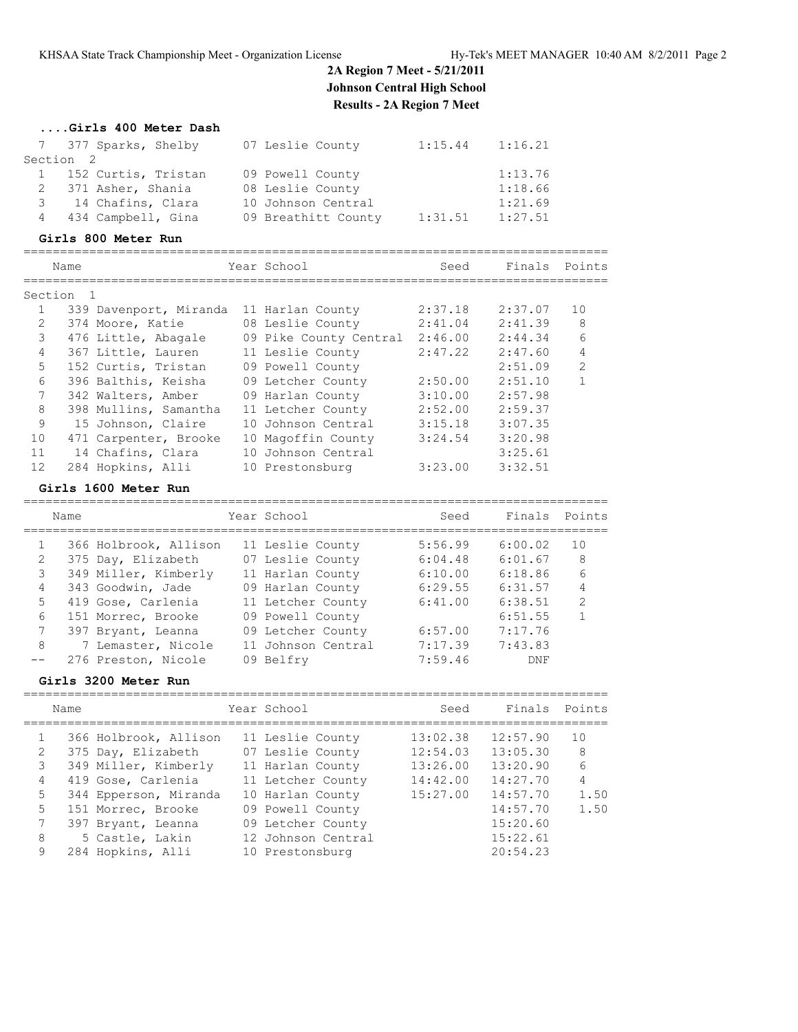## 2A Region 7 Meet - 5/21/2011

**Johnson Central High School**

**Results - 2A Region 7 Meet**

### ....Girls 400 Meter Dash

| Place | Name | Year | School | Seed | Finals |
|---|---|---|---|---|---|
| 7 | 377 Sparks, Shelby | 07 | Leslie County | 1:15.44 | 1:16.21 |
| Section 2 | | | | | |
| 1 | 152 Curtis, Tristan | 09 | Powell County | | 1:13.76 |
| 2 | 371 Asher, Shania | 08 | Leslie County | | 1:18.66 |
| 3 | 14 Chafins, Clara | 10 | Johnson Central | | 1:21.69 |
| 4 | 434 Campbell, Gina | 09 | Breathitt County | 1:31.51 | 1:27.51 |

### Girls 800 Meter Run

| Place | Name | Year | School | Seed | Finals | Points |
|---|---|---|---|---|---|---|
| Section 1 | | | | | | |
| 1 | 339 Davenport, Miranda | 11 | Harlan County | 2:37.18 | 2:37.07 | 10 |
| 2 | 374 Moore, Katie | 08 | Leslie County | 2:41.04 | 2:41.39 | 8 |
| 3 | 476 Little, Abagale | 09 | Pike County Central | 2:46.00 | 2:44.34 | 6 |
| 4 | 367 Little, Lauren | 11 | Leslie County | 2:47.22 | 2:47.60 | 4 |
| 5 | 152 Curtis, Tristan | 09 | Powell County | | 2:51.09 | 2 |
| 6 | 396 Balthis, Keisha | 09 | Letcher County | 2:50.00 | 2:51.10 | 1 |
| 7 | 342 Walters, Amber | 09 | Harlan County | 3:10.00 | 2:57.98 | |
| 8 | 398 Mullins, Samantha | 11 | Letcher County | 2:52.00 | 2:59.37 | |
| 9 | 15 Johnson, Claire | 10 | Johnson Central | 3:15.18 | 3:07.35 | |
| 10 | 471 Carpenter, Brooke | 10 | Magoffin County | 3:24.54 | 3:20.98 | |
| 11 | 14 Chafins, Clara | 10 | Johnson Central | | 3:25.61 | |
| 12 | 284 Hopkins, Alli | 10 | Prestonsburg | 3:23.00 | 3:32.51 | |

### Girls 1600 Meter Run

| Place | Name | Year | School | Seed | Finals | Points |
|---|---|---|---|---|---|---|
| 1 | 366 Holbrook, Allison | 11 | Leslie County | 5:56.99 | 6:00.02 | 10 |
| 2 | 375 Day, Elizabeth | 07 | Leslie County | 6:04.48 | 6:01.67 | 8 |
| 3 | 349 Miller, Kimberly | 11 | Harlan County | 6:10.00 | 6:18.86 | 6 |
| 4 | 343 Goodwin, Jade | 09 | Harlan County | 6:29.55 | 6:31.57 | 4 |
| 5 | 419 Gose, Carlenia | 11 | Letcher County | 6:41.00 | 6:38.51 | 2 |
| 6 | 151 Morrec, Brooke | 09 | Powell County | | 6:51.55 | 1 |
| 7 | 397 Bryant, Leanna | 09 | Letcher County | 6:57.00 | 7:17.76 | |
| 8 | 7 Lemaster, Nicole | 11 | Johnson Central | 7:17.39 | 7:43.83 | |
| -- | 276 Preston, Nicole | 09 | Belfry | 7:59.46 | DNF | |

### Girls 3200 Meter Run

| Place | Name | Year | School | Seed | Finals | Points |
|---|---|---|---|---|---|---|
| 1 | 366 Holbrook, Allison | 11 | Leslie County | 13:02.38 | 12:57.90 | 10 |
| 2 | 375 Day, Elizabeth | 07 | Leslie County | 12:54.03 | 13:05.30 | 8 |
| 3 | 349 Miller, Kimberly | 11 | Harlan County | 13:26.00 | 13:20.90 | 6 |
| 4 | 419 Gose, Carlenia | 11 | Letcher County | 14:42.00 | 14:27.70 | 4 |
| 5 | 344 Epperson, Miranda | 10 | Harlan County | 15:27.00 | 14:57.70 | 1.50 |
| 5 | 151 Morrec, Brooke | 09 | Powell County | | 14:57.70 | 1.50 |
| 7 | 397 Bryant, Leanna | 09 | Letcher County | | 15:20.60 | |
| 8 | 5 Castle, Lakin | 12 | Johnson Central | | 15:22.61 | |
| 9 | 284 Hopkins, Alli | 10 | Prestonsburg | | 20:54.23 | |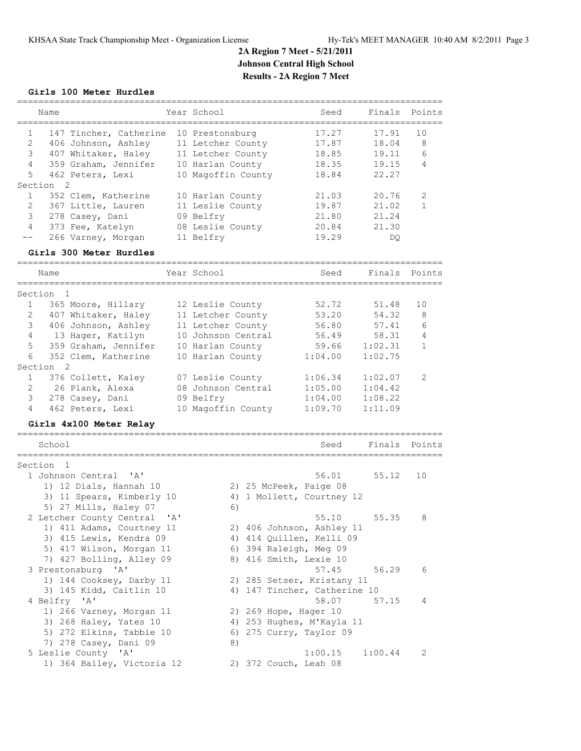## 2A Region 7 Meet - 5/21/2011
## Johnson Central High School
## Results - 2A Region 7 Meet

### Girls 100 Meter Hurdles

| | Name | Year | School | Seed | Finals | Points |
|---|---|---|---|---|---|---|
| 1 | 147 Tincher, Catherine | 10 | Prestonsburg | 17.27 | 17.91 | 10 |
| 2 | 406 Johnson, Ashley | 11 | Letcher County | 17.87 | 18.04 | 8 |
| 3 | 407 Whitaker, Haley | 11 | Letcher County | 18.85 | 19.11 | 6 |
| 4 | 359 Graham, Jennifer | 10 | Harlan County | 18.35 | 19.15 | 4 |
| 5 | 462 Peters, Lexi | 10 | Magoffin County | 18.84 | 22.27 | |
| Section 2 | | | | | | |
| 1 | 352 Clem, Katherine | 10 | Harlan County | 21.03 | 20.76 | 2 |
| 2 | 367 Little, Lauren | 11 | Leslie County | 19.87 | 21.02 | 1 |
| 3 | 278 Casey, Dani | 09 | Belfry | 21.80 | 21.24 | |
| 4 | 373 Fee, Katelyn | 08 | Leslie County | 20.84 | 21.30 | |
| -- | 266 Varney, Morgan | 11 | Belfry | 19.29 | DQ | |

### Girls 300 Meter Hurdles

| | Name | Year | School | Seed | Finals | Points |
|---|---|---|---|---|---|---|
| Section 1 | | | | | | |
| 1 | 365 Moore, Hillary | 12 | Leslie County | 52.72 | 51.48 | 10 |
| 2 | 407 Whitaker, Haley | 11 | Letcher County | 53.20 | 54.32 | 8 |
| 3 | 406 Johnson, Ashley | 11 | Letcher County | 56.80 | 57.41 | 6 |
| 4 | 13 Hager, Katilyn | 10 | Johnson Central | 56.49 | 58.31 | 4 |
| 5 | 359 Graham, Jennifer | 10 | Harlan County | 59.66 | 1:02.31 | 1 |
| 6 | 352 Clem, Katherine | 10 | Harlan County | 1:04.00 | 1:02.75 | |
| Section 2 | | | | | | |
| 1 | 376 Collett, Kaley | 07 | Leslie County | 1:06.34 | 1:02.07 | 2 |
| 2 | 26 Plank, Alexa | 08 | Johnson Central | 1:05.00 | 1:04.42 | |
| 3 | 278 Casey, Dani | 09 | Belfry | 1:04.00 | 1:08.22 | |
| 4 | 462 Peters, Lexi | 10 | Magoffin County | 1:09.70 | 1:11.09 | |

### Girls 4x100 Meter Relay

| School | Seed | Finals | Points |
|---|---|---|---|
| Section 1 | | | |
| 1 Johnson Central 'A' | 56.01 | 55.12 | 10 |
| 1) 12 Dials, Hannah 10; 2) 25 McPeek, Paige 08; 3) 11 Spears, Kimberly 10; 4) 1 Mollett, Courtney 12; 5) 27 Mills, Haley 07; 6) | | | |
| 2 Letcher County Central 'A' | 55.10 | 55.35 | 8 |
| 1) 411 Adams, Courtney 11; 2) 406 Johnson, Ashley 11; 3) 415 Lewis, Kendra 09; 4) 414 Quillen, Kelli 09; 5) 417 Wilson, Morgan 11; 6) 394 Raleigh, Meg 09; 7) 427 Bolling, Alley 09; 8) 416 Smith, Lexie 10 | | | |
| 3 Prestonsburg 'A' | 57.45 | 56.29 | 6 |
| 1) 144 Cooksey, Darby 11; 2) 285 Setser, Kristany 11; 3) 145 Kidd, Caitlin 10; 4) 147 Tincher, Catherine 10 | | | |
| 4 Belfry 'A' | 58.07 | 57.15 | 4 |
| 1) 266 Varney, Morgan 11; 2) 269 Hope, Hager 10; 3) 268 Haley, Yates 10; 4) 253 Hughes, M'Kayla 11; 5) 272 Elkins, Tabbie 10; 6) 275 Curry, Taylor 09; 7) 278 Casey, Dani 09; 8) | | | |
| 5 Leslie County 'A' | 1:00.15 | 1:00.44 | 2 |
| 1) 364 Bailey, Victoria 12; 2) 372 Couch, Leah 08 | | | |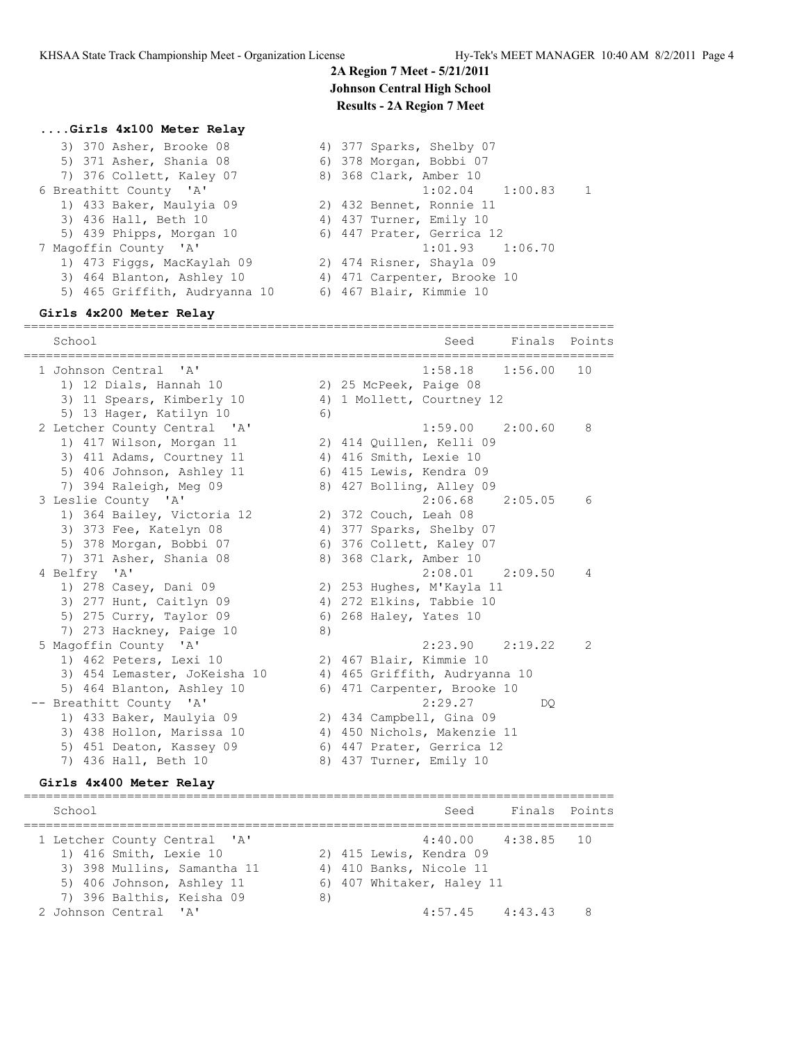**2A Region 7 Meet - 5/21/2011**
**Johnson Central High School**
**Results - 2A Region 7 Meet**

### ....Girls 4x100 Meter Relay

```
   3) 370 Asher, Brooke 08              4) 377 Sparks, Shelby 07
   5) 371 Asher, Shania 08              6) 378 Morgan, Bobbi 07
   7) 376 Collett, Kaley 07             8) 368 Clark, Amber 10
 6 Breathitt County  'A'                          1:02.04    1:00.83    1
   1) 433 Baker, Maulyia 09             2) 432 Bennet, Ronnie 11
   3) 436 Hall, Beth 10                 4) 437 Turner, Emily 10
   5) 439 Phipps, Morgan 10             6) 447 Prater, Gerrica 12
 7 Magoffin County  'A'                           1:01.93    1:06.70
   1) 473 Figgs, MacKaylah 09           2) 474 Risner, Shayla 09
   3) 464 Blanton, Ashley 10            4) 471 Carpenter, Brooke 10
   5) 465 Griffith, Audryanna 10        6) 467 Blair, Kimmie 10
```

### Girls 4x200 Meter Relay

```
================================================================================
    School                                            Seed     Finals  Points
================================================================================
  1 Johnson Central  'A'                             1:58.18    1:56.00   10
     1) 12 Dials, Hannah 10             2) 25 McPeek, Paige 08
     3) 11 Spears, Kimberly 10          4) 1 Mollett, Courtney 12
     5) 13 Hager, Katilyn 10            6)
  2 Letcher County Central  'A'                      1:59.00    2:00.60    8
     1) 417 Wilson, Morgan 11           2) 414 Quillen, Kelli 09
     3) 411 Adams, Courtney 11          4) 416 Smith, Lexie 10
     5) 406 Johnson, Ashley 11          6) 415 Lewis, Kendra 09
     7) 394 Raleigh, Meg 09             8) 427 Bolling, Alley 09
  3 Leslie County  'A'                               2:06.68    2:05.05    6
     1) 364 Bailey, Victoria 12         2) 372 Couch, Leah 08
     3) 373 Fee, Katelyn 08             4) 377 Sparks, Shelby 07
     5) 378 Morgan, Bobbi 07            6) 376 Collett, Kaley 07
     7) 371 Asher, Shania 08            8) 368 Clark, Amber 10
  4 Belfry  'A'                                      2:08.01    2:09.50    4
     1) 278 Casey, Dani 09              2) 253 Hughes, M'Kayla 11
     3) 277 Hunt, Caitlyn 09            4) 272 Elkins, Tabbie 10
     5) 275 Curry, Taylor 09            6) 268 Haley, Yates 10
     7) 273 Hackney, Paige 10           8)
  5 Magoffin County  'A'                             2:23.90    2:19.22    2
     1) 462 Peters, Lexi 10             2) 467 Blair, Kimmie 10
     3) 454 Lemaster, JoKeisha 10       4) 465 Griffith, Audryanna 10
     5) 464 Blanton, Ashley 10          6) 471 Carpenter, Brooke 10
 -- Breathitt County  'A'                            2:29.27         DQ
     1) 433 Baker, Maulyia 09           2) 434 Campbell, Gina 09
     3) 438 Hollon, Marissa 10          4) 450 Nichols, Makenzie 11
     5) 451 Deaton, Kassey 09           6) 447 Prater, Gerrica 12
     7) 436 Hall, Beth 10               8) 437 Turner, Emily 10
```

### Girls 4x400 Meter Relay

```
================================================================================
    School                                            Seed     Finals  Points
================================================================================
  1 Letcher County Central  'A'                      4:40.00    4:38.85   10
     1) 416 Smith, Lexie 10             2) 415 Lewis, Kendra 09
     3) 398 Mullins, Samantha 11        4) 410 Banks, Nicole 11
     5) 406 Johnson, Ashley 11          6) 407 Whitaker, Haley 11
     7) 396 Balthis, Keisha 09          8)
  2 Johnson Central  'A'                             4:57.45    4:43.43    8
```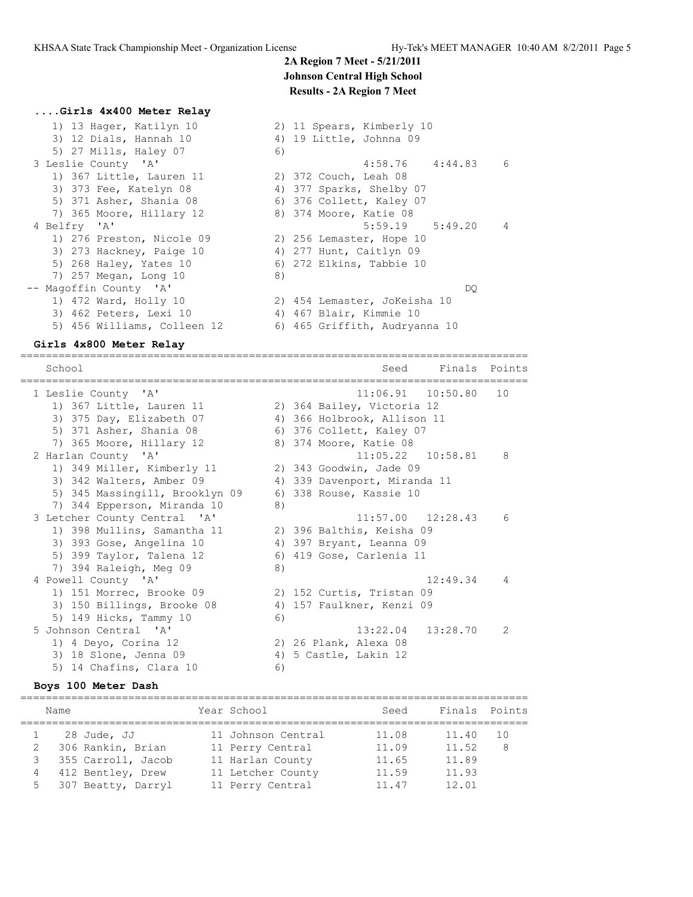## 2A Region 7 Meet - 5/21/2011
## Johnson Central High School
## Results - 2A Region 7 Meet

### ....Girls 4x400 Meter Relay

```
   1) 13 Hager, Katilyn 10             2) 11 Spears, Kimberly 10
   3) 12 Dials, Hannah 10              4) 19 Little, Johnna 09
   5) 27 Mills, Haley 07               6)
 3 Leslie County  'A'                           4:58.76    4:44.83    6
   1) 367 Little, Lauren 11            2) 372 Couch, Leah 08
   3) 373 Fee, Katelyn 08              4) 377 Sparks, Shelby 07
   5) 371 Asher, Shania 08             6) 376 Collett, Kaley 07
   7) 365 Moore, Hillary 12            8) 374 Moore, Katie 08
 4 Belfry  'A'                                  5:59.19    5:49.20    4
   1) 276 Preston, Nicole 09           2) 256 Lemaster, Hope 10
   3) 273 Hackney, Paige 10            4) 277 Hunt, Caitlyn 09
   5) 268 Haley, Yates 10              6) 272 Elkins, Tabbie 10
   7) 257 Megan, Long 10               8)
-- Magoffin County  'A'                                       DQ
   1) 472 Ward, Holly 10               2) 454 Lemaster, JoKeisha 10
   3) 462 Peters, Lexi 10              4) 467 Blair, Kimmie 10
   5) 456 Williams, Colleen 12         6) 465 Griffith, Audryanna 10
```

### Girls 4x800 Meter Relay

```
================================================================================
    School                                             Seed     Finals  Points
================================================================================
  1 Leslie County  'A'                             11:06.91   10:50.80   10
     1) 367 Little, Lauren 11          2) 364 Bailey, Victoria 12
     3) 375 Day, Elizabeth 07          4) 366 Holbrook, Allison 11
     5) 371 Asher, Shania 08           6) 376 Collett, Kaley 07
     7) 365 Moore, Hillary 12          8) 374 Moore, Katie 08
  2 Harlan County  'A'                             11:05.22   10:58.81    8
     1) 349 Miller, Kimberly 11        2) 343 Goodwin, Jade 09
     3) 342 Walters, Amber 09          4) 339 Davenport, Miranda 11
     5) 345 Massingill, Brooklyn 09    6) 338 Rouse, Kassie 10
     7) 344 Epperson, Miranda 10       8)
  3 Letcher County Central  'A'                    11:57.00   12:28.43    6
     1) 398 Mullins, Samantha 11       2) 396 Balthis, Keisha 09
     3) 393 Gose, Angelina 10          4) 397 Bryant, Leanna 09
     5) 399 Taylor, Talena 12          6) 419 Gose, Carlenia 11
     7) 394 Raleigh, Meg 09            8)
  4 Powell County  'A'                                        12:49.34    4
     1) 151 Morrec, Brooke 09          2) 152 Curtis, Tristan 09
     3) 150 Billings, Brooke 08        4) 157 Faulkner, Kenzi 09
     5) 149 Hicks, Tammy 10            6)
  5 Johnson Central  'A'                           13:22.04   13:28.70    2
     1) 4 Deyo, Corina 12              2) 26 Plank, Alexa 08
     3) 18 Slone, Jenna 09             4) 5 Castle, Lakin 12
     5) 14 Chafins, Clara 10           6)
```

### Boys 100 Meter Dash

```
================================================================================
    Name                    Year School               Seed     Finals  Points
================================================================================
  1   28 Jude, JJ             11 Johnson Central     11.08      11.40   10
  2   306 Rankin, Brian       11 Perry Central       11.09      11.52    8
  3   355 Carroll, Jacob      11 Harlan County       11.65      11.89
  4   412 Bentley, Drew       11 Letcher County      11.59      11.93
  5   307 Beatty, Darryl      11 Perry Central       11.47      12.01
```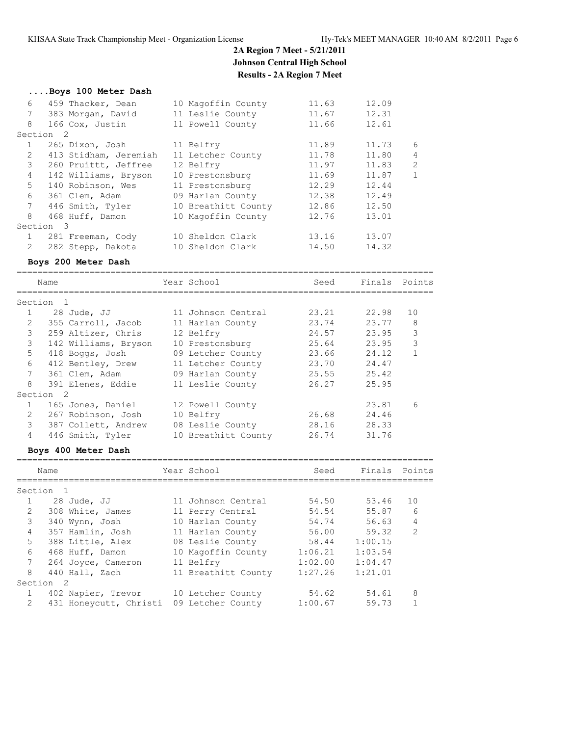## 2A Region 7 Meet - 5/21/2011
## Johnson Central High School
## Results - 2A Region 7 Meet

### ....Boys 100 Meter Dash

| | Name | Year | School | Seed | Finals | Points |
|---|---|---|---|---|---|---|
| 6 | 459 Thacker, Dean | 10 | Magoffin County | 11.63 | 12.09 | |
| 7 | 383 Morgan, David | 11 | Leslie County | 11.67 | 12.31 | |
| 8 | 166 Cox, Justin | 11 | Powell County | 11.66 | 12.61 | |
| **Section 2** | | | | | | |
| 1 | 265 Dixon, Josh | 11 | Belfry | 11.89 | 11.73 | 6 |
| 2 | 413 Stidham, Jeremiah | 11 | Letcher County | 11.78 | 11.80 | 4 |
| 3 | 260 Pruittt, Jeffree | 12 | Belfry | 11.97 | 11.83 | 2 |
| 4 | 142 Williams, Bryson | 10 | Prestonsburg | 11.69 | 11.87 | 1 |
| 5 | 140 Robinson, Wes | 11 | Prestonsburg | 12.29 | 12.44 | |
| 6 | 361 Clem, Adam | 09 | Harlan County | 12.38 | 12.49 | |
| 7 | 446 Smith, Tyler | 10 | Breathitt County | 12.86 | 12.50 | |
| 8 | 468 Huff, Damon | 10 | Magoffin County | 12.76 | 13.01 | |
| **Section 3** | | | | | | |
| 1 | 281 Freeman, Cody | 10 | Sheldon Clark | 13.16 | 13.07 | |
| 2 | 282 Stepp, Dakota | 10 | Sheldon Clark | 14.50 | 14.32 | |

### Boys 200 Meter Dash

| | Name | Year | School | Seed | Finals | Points |
|---|---|---|---|---|---|---|
| **Section 1** | | | | | | |
| 1 | 28 Jude, JJ | 11 | Johnson Central | 23.21 | 22.98 | 10 |
| 2 | 355 Carroll, Jacob | 11 | Harlan County | 23.74 | 23.77 | 8 |
| 3 | 259 Altizer, Chris | 12 | Belfry | 24.57 | 23.95 | 3 |
| 3 | 142 Williams, Bryson | 10 | Prestonsburg | 25.64 | 23.95 | 3 |
| 5 | 418 Boggs, Josh | 09 | Letcher County | 23.66 | 24.12 | 1 |
| 6 | 412 Bentley, Drew | 11 | Letcher County | 23.70 | 24.47 | |
| 7 | 361 Clem, Adam | 09 | Harlan County | 25.55 | 25.42 | |
| 8 | 391 Elenes, Eddie | 11 | Leslie County | 26.27 | 25.95 | |
| **Section 2** | | | | | | |
| 1 | 165 Jones, Daniel | 12 | Powell County | | 23.81 | 6 |
| 2 | 267 Robinson, Josh | 10 | Belfry | 26.68 | 24.46 | |
| 3 | 387 Collett, Andrew | 08 | Leslie County | 28.16 | 28.33 | |
| 4 | 446 Smith, Tyler | 10 | Breathitt County | 26.74 | 31.76 | |

### Boys 400 Meter Dash

| | Name | Year | School | Seed | Finals | Points |
|---|---|---|---|---|---|---|
| **Section 1** | | | | | | |
| 1 | 28 Jude, JJ | 11 | Johnson Central | 54.50 | 53.46 | 10 |
| 2 | 308 White, James | 11 | Perry Central | 54.54 | 55.87 | 6 |
| 3 | 340 Wynn, Josh | 10 | Harlan County | 54.74 | 56.63 | 4 |
| 4 | 357 Hamlin, Josh | 11 | Harlan County | 56.00 | 59.32 | 2 |
| 5 | 388 Little, Alex | 08 | Leslie County | 58.44 | 1:00.15 | |
| 6 | 468 Huff, Damon | 10 | Magoffin County | 1:06.21 | 1:03.54 | |
| 7 | 264 Joyce, Cameron | 11 | Belfry | 1:02.00 | 1:04.47 | |
| 8 | 440 Hall, Zach | 11 | Breathitt County | 1:27.26 | 1:21.01 | |
| **Section 2** | | | | | | |
| 1 | 402 Napier, Trevor | 10 | Letcher County | 54.62 | 54.61 | 8 |
| 2 | 431 Honeycutt, Christi | 09 | Letcher County | 1:00.67 | 59.73 | 1 |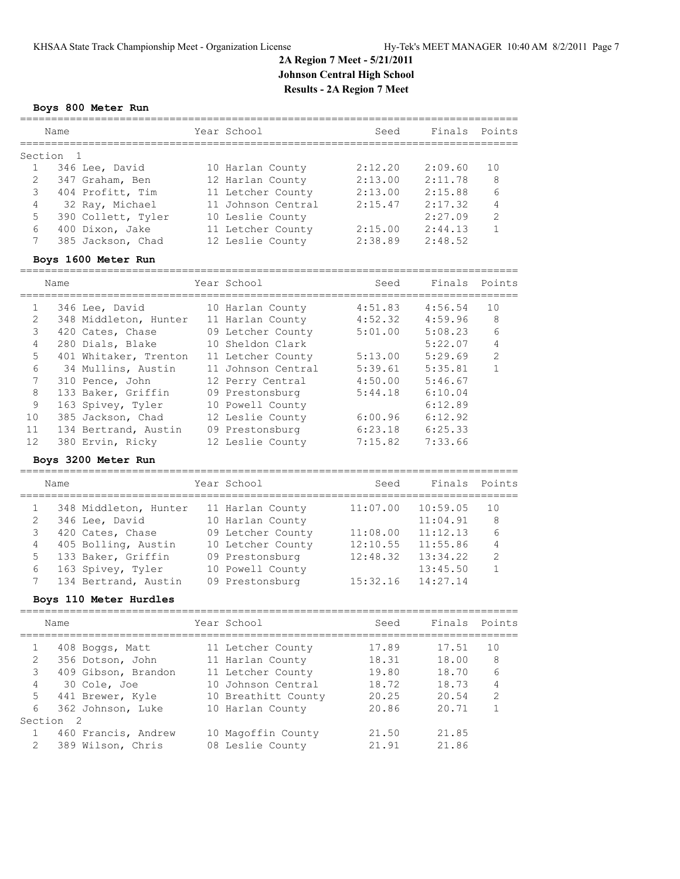## 2A Region 7 Meet - 5/21/2011
## Johnson Central High School
## Results - 2A Region 7 Meet

### Boys 800 Meter Run

| | Name | Year | School | Seed | Finals | Points |
|---|---|---|---|---|---|---|
| Section 1 | | | | | | |
| 1 | 346 Lee, David | 10 | Harlan County | 2:12.20 | 2:09.60 | 10 |
| 2 | 347 Graham, Ben | 12 | Harlan County | 2:13.00 | 2:11.78 | 8 |
| 3 | 404 Profitt, Tim | 11 | Letcher County | 2:13.00 | 2:15.88 | 6 |
| 4 | 32 Ray, Michael | 11 | Johnson Central | 2:15.47 | 2:17.32 | 4 |
| 5 | 390 Collett, Tyler | 10 | Leslie County | | 2:27.09 | 2 |
| 6 | 400 Dixon, Jake | 11 | Letcher County | 2:15.00 | 2:44.13 | 1 |
| 7 | 385 Jackson, Chad | 12 | Leslie County | 2:38.89 | 2:48.52 | |

### Boys 1600 Meter Run

| | Name | Year | School | Seed | Finals | Points |
|---|---|---|---|---|---|---|
| 1 | 346 Lee, David | 10 | Harlan County | 4:51.83 | 4:56.54 | 10 |
| 2 | 348 Middleton, Hunter | 11 | Harlan County | 4:52.32 | 4:59.96 | 8 |
| 3 | 420 Cates, Chase | 09 | Letcher County | 5:01.00 | 5:08.23 | 6 |
| 4 | 280 Dials, Blake | 10 | Sheldon Clark | | 5:22.07 | 4 |
| 5 | 401 Whitaker, Trenton | 11 | Letcher County | 5:13.00 | 5:29.69 | 2 |
| 6 | 34 Mullins, Austin | 11 | Johnson Central | 5:39.61 | 5:35.81 | 1 |
| 7 | 310 Pence, John | 12 | Perry Central | 4:50.00 | 5:46.67 | |
| 8 | 133 Baker, Griffin | 09 | Prestonsburg | 5:44.18 | 6:10.04 | |
| 9 | 163 Spivey, Tyler | 10 | Powell County | | 6:12.89 | |
| 10 | 385 Jackson, Chad | 12 | Leslie County | 6:00.96 | 6:12.92 | |
| 11 | 134 Bertrand, Austin | 09 | Prestonsburg | 6:23.18 | 6:25.33 | |
| 12 | 380 Ervin, Ricky | 12 | Leslie County | 7:15.82 | 7:33.66 | |

### Boys 3200 Meter Run

| | Name | Year | School | Seed | Finals | Points |
|---|---|---|---|---|---|---|
| 1 | 348 Middleton, Hunter | 11 | Harlan County | 11:07.00 | 10:59.05 | 10 |
| 2 | 346 Lee, David | 10 | Harlan County | | 11:04.91 | 8 |
| 3 | 420 Cates, Chase | 09 | Letcher County | 11:08.00 | 11:12.13 | 6 |
| 4 | 405 Bolling, Austin | 10 | Letcher County | 12:10.55 | 11:55.86 | 4 |
| 5 | 133 Baker, Griffin | 09 | Prestonsburg | 12:48.32 | 13:34.22 | 2 |
| 6 | 163 Spivey, Tyler | 10 | Powell County | | 13:45.50 | 1 |
| 7 | 134 Bertrand, Austin | 09 | Prestonsburg | 15:32.16 | 14:27.14 | |

### Boys 110 Meter Hurdles

| | Name | Year | School | Seed | Finals | Points |
|---|---|---|---|---|---|---|
| 1 | 408 Boggs, Matt | 11 | Letcher County | 17.89 | 17.51 | 10 |
| 2 | 356 Dotson, John | 11 | Harlan County | 18.31 | 18.00 | 8 |
| 3 | 409 Gibson, Brandon | 11 | Letcher County | 19.80 | 18.70 | 6 |
| 4 | 30 Cole, Joe | 10 | Johnson Central | 18.72 | 18.73 | 4 |
| 5 | 441 Brewer, Kyle | 10 | Breathitt County | 20.25 | 20.54 | 2 |
| 6 | 362 Johnson, Luke | 10 | Harlan County | 20.86 | 20.71 | 1 |
| Section 2 | | | | | | |
| 1 | 460 Francis, Andrew | 10 | Magoffin County | 21.50 | 21.85 | |
| 2 | 389 Wilson, Chris | 08 | Leslie County | 21.91 | 21.86 | |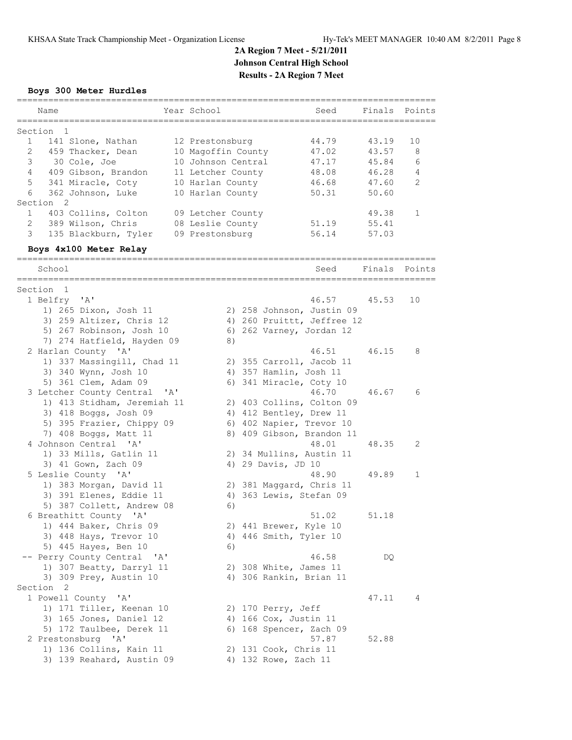## 2A Region 7 Meet - 5/21/2011
## Johnson Central High School
## Results - 2A Region 7 Meet

### Boys 300 Meter Hurdles

| | Name | Year | School | Seed | Finals | Points |
|---|---|---|---|---|---|---|
| **Section 1** | | | | | | |
| 1 | 141 Slone, Nathan | 12 | Prestonsburg | 44.79 | 43.19 | 10 |
| 2 | 459 Thacker, Dean | 10 | Magoffin County | 47.02 | 43.57 | 8 |
| 3 | 30 Cole, Joe | 10 | Johnson Central | 47.17 | 45.84 | 6 |
| 4 | 409 Gibson, Brandon | 11 | Letcher County | 48.08 | 46.28 | 4 |
| 5 | 341 Miracle, Coty | 10 | Harlan County | 46.68 | 47.60 | 2 |
| 6 | 362 Johnson, Luke | 10 | Harlan County | 50.31 | 50.60 | |
| **Section 2** | | | | | | |
| 1 | 403 Collins, Colton | 09 | Letcher County | | 49.38 | 1 |
| 2 | 389 Wilson, Chris | 08 | Leslie County | 51.19 | 55.41 | |
| 3 | 135 Blackburn, Tyler | 09 | Prestonsburg | 56.14 | 57.03 | |

### Boys 4x100 Meter Relay

| | School | Seed | Finals | Points |
|---|---|---|---|---|
| **Section 1** | | | | |
| 1 | Belfry 'A' | 46.57 | 45.53 | 10 |
| | 1) 265 Dixon, Josh 11; 2) 258 Johnson, Justin 09; 3) 259 Altizer, Chris 12; 4) 260 Pruittt, Jeffree 12; 5) 267 Robinson, Josh 10; 6) 262 Varney, Jordan 12; 7) 274 Hatfield, Hayden 09; 8) | | | |
| 2 | Harlan County 'A' | 46.51 | 46.15 | 8 |
| | 1) 337 Massingill, Chad 11; 2) 355 Carroll, Jacob 11; 3) 340 Wynn, Josh 10; 4) 357 Hamlin, Josh 11; 5) 361 Clem, Adam 09; 6) 341 Miracle, Coty 10 | | | |
| 3 | Letcher County Central 'A' | 46.70 | 46.67 | 6 |
| | 1) 413 Stidham, Jeremiah 11; 2) 403 Collins, Colton 09; 3) 418 Boggs, Josh 09; 4) 412 Bentley, Drew 11; 5) 395 Frazier, Chippy 09; 6) 402 Napier, Trevor 10; 7) 408 Boggs, Matt 11; 8) 409 Gibson, Brandon 11 | | | |
| 4 | Johnson Central 'A' | 48.01 | 48.35 | 2 |
| | 1) 33 Mills, Gatlin 11; 2) 34 Mullins, Austin 11; 3) 41 Gown, Zach 09; 4) 29 Davis, JD 10 | | | |
| 5 | Leslie County 'A' | 48.90 | 49.89 | 1 |
| | 1) 383 Morgan, David 11; 2) 381 Maggard, Chris 11; 3) 391 Elenes, Eddie 11; 4) 363 Lewis, Stefan 09; 5) 387 Collett, Andrew 08; 6) | | | |
| 6 | Breathitt County 'A' | 51.02 | 51.18 | |
| | 1) 444 Baker, Chris 09; 2) 441 Brewer, Kyle 10; 3) 448 Hays, Trevor 10; 4) 446 Smith, Tyler 10; 5) 445 Hayes, Ben 10; 6) | | | |
| -- | Perry County Central 'A' | 46.58 | DQ | |
| | 1) 307 Beatty, Darryl 11; 2) 308 White, James 11; 3) 309 Prey, Austin 10; 4) 306 Rankin, Brian 11 | | | |
| **Section 2** | | | | |
| 1 | Powell County 'A' | | 47.11 | 4 |
| | 1) 171 Tiller, Keenan 10; 2) 170 Perry, Jeff; 3) 165 Jones, Daniel 12; 4) 166 Cox, Justin 11; 5) 172 Taulbee, Derek 11; 6) 168 Spencer, Zach 09 | | | |
| 2 | Prestonsburg 'A' | 57.87 | 52.88 | |
| | 1) 136 Collins, Kain 11; 2) 131 Cook, Chris 11; 3) 139 Reahard, Austin 09; 4) 132 Rowe, Zach 11 | | | |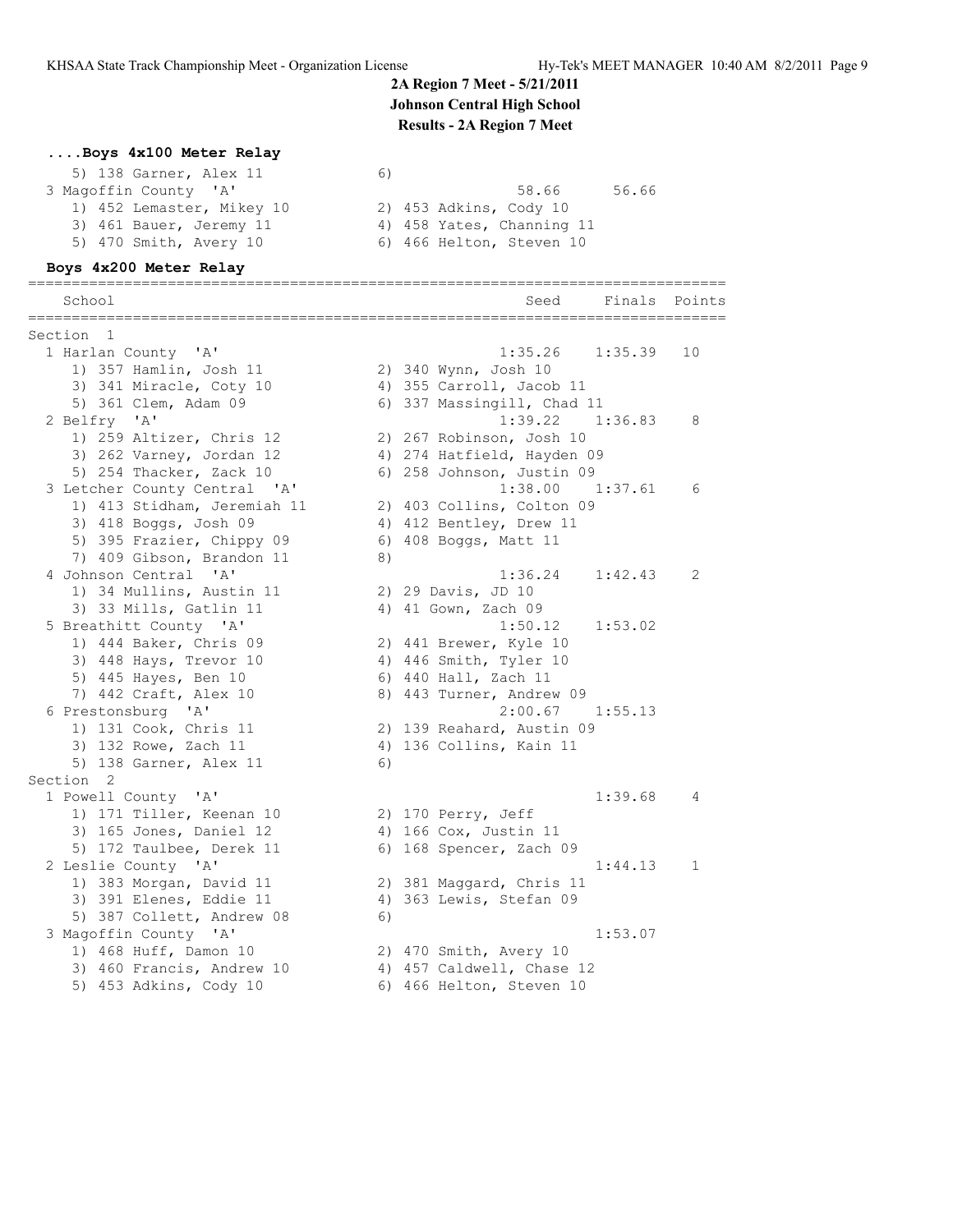## 2A Region 7 Meet - 5/21/2011
**Johnson Central High School**
**Results - 2A Region 7 Meet**

### ....Boys 4x100 Meter Relay

```
    5) 138 Garner, Alex 11            6)
 3 Magoffin County  'A'                          58.66      56.66
    1) 452 Lemaster, Mikey 10         2) 453 Adkins, Cody 10
    3) 461 Bauer, Jeremy 11           4) 458 Yates, Channing 11
    5) 470 Smith, Avery 10            6) 466 Helton, Steven 10
```

### Boys 4x200 Meter Relay

```
================================================================================
    School                                            Seed     Finals  Points
================================================================================
Section  1
  1 Harlan County  'A'                             1:35.26    1:35.39   10
     1) 357 Hamlin, Josh 11            2) 340 Wynn, Josh 10
     3) 341 Miracle, Coty 10           4) 355 Carroll, Jacob 11
     5) 361 Clem, Adam 09              6) 337 Massingill, Chad 11
  2 Belfry  'A'                                    1:39.22    1:36.83    8
     1) 259 Altizer, Chris 12          2) 267 Robinson, Josh 10
     3) 262 Varney, Jordan 12          4) 274 Hatfield, Hayden 09
     5) 254 Thacker, Zack 10           6) 258 Johnson, Justin 09
  3 Letcher County Central  'A'                    1:38.00    1:37.61    6
     1) 413 Stidham, Jeremiah 11       2) 403 Collins, Colton 09
     3) 418 Boggs, Josh 09             4) 412 Bentley, Drew 11
     5) 395 Frazier, Chippy 09         6) 408 Boggs, Matt 11
     7) 409 Gibson, Brandon 11         8)
  4 Johnson Central  'A'                           1:36.24    1:42.43    2
     1) 34 Mullins, Austin 11          2) 29 Davis, JD 10
     3) 33 Mills, Gatlin 11            4) 41 Gown, Zach 09
  5 Breathitt County  'A'                          1:50.12    1:53.02
     1) 444 Baker, Chris 09            2) 441 Brewer, Kyle 10
     3) 448 Hays, Trevor 10            4) 446 Smith, Tyler 10
     5) 445 Hayes, Ben 10              6) 440 Hall, Zach 11
     7) 442 Craft, Alex 10             8) 443 Turner, Andrew 09
  6 Prestonsburg  'A'                              2:00.67    1:55.13
     1) 131 Cook, Chris 11             2) 139 Reahard, Austin 09
     3) 132 Rowe, Zach 11              4) 136 Collins, Kain 11
     5) 138 Garner, Alex 11            6)
Section  2
  1 Powell County  'A'                                        1:39.68    4
     1) 171 Tiller, Keenan 10          2) 170 Perry, Jeff
     3) 165 Jones, Daniel 12           4) 166 Cox, Justin 11
     5) 172 Taulbee, Derek 11          6) 168 Spencer, Zach 09
  2 Leslie County  'A'                                        1:44.13    1
     1) 383 Morgan, David 11           2) 381 Maggard, Chris 11
     3) 391 Elenes, Eddie 11           4) 363 Lewis, Stefan 09
     5) 387 Collett, Andrew 08         6)
  3 Magoffin County  'A'                                      1:53.07
     1) 468 Huff, Damon 10             2) 470 Smith, Avery 10
     3) 460 Francis, Andrew 10         4) 457 Caldwell, Chase 12
     5) 453 Adkins, Cody 10            6) 466 Helton, Steven 10
```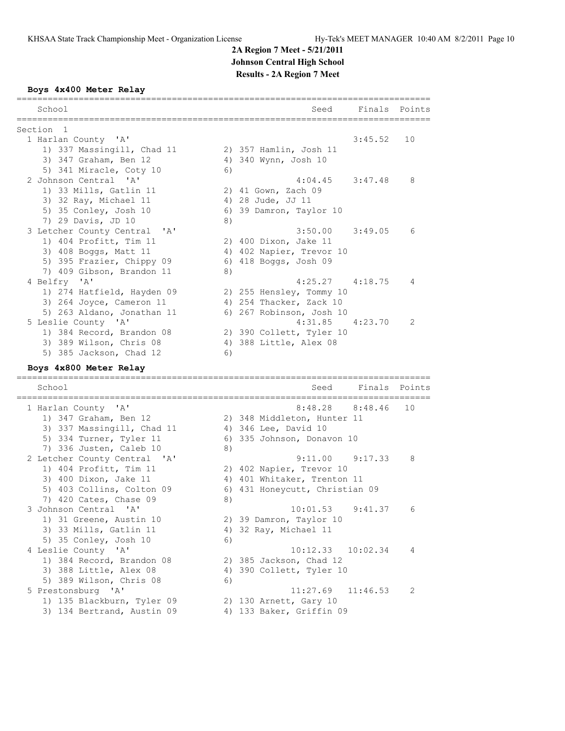## 2A Region 7 Meet - 5/21/2011
## Johnson Central High School
## Results - 2A Region 7 Meet

### Boys 4x400 Meter Relay

```
===============================================================================
   School                                                Seed    Finals  Points
===============================================================================
Section  1
  1 Harlan County  'A'                                           3:45.52   10
     1) 337 Massingill, Chad 11         2) 357 Hamlin, Josh 11
     3) 347 Graham, Ben 12              4) 340 Wynn, Josh 10
     5) 341 Miracle, Coty 10            6)
  2 Johnson Central  'A'                               4:04.45   3:47.48    8
     1) 33 Mills, Gatlin 11             2) 41 Gown, Zach 09
     3) 32 Ray, Michael 11              4) 28 Jude, JJ 11
     5) 35 Conley, Josh 10              6) 39 Damron, Taylor 10
     7) 29 Davis, JD 10                 8)
  3 Letcher County Central  'A'                        3:50.00   3:49.05    6
     1) 404 Profitt, Tim 11             2) 400 Dixon, Jake 11
     3) 408 Boggs, Matt 11              4) 402 Napier, Trevor 10
     5) 395 Frazier, Chippy 09          6) 418 Boggs, Josh 09
     7) 409 Gibson, Brandon 11          8)
  4 Belfry  'A'                                        4:25.27   4:18.75    4
     1) 274 Hatfield, Hayden 09         2) 255 Hensley, Tommy 10
     3) 264 Joyce, Cameron 11           4) 254 Thacker, Zack 10
     5) 263 Aldano, Jonathan 11         6) 267 Robinson, Josh 10
  5 Leslie County  'A'                                 4:31.85   4:23.70    2
     1) 384 Record, Brandon 08          2) 390 Collett, Tyler 10
     3) 389 Wilson, Chris 08            4) 388 Little, Alex 08
     5) 385 Jackson, Chad 12            6)
```

### Boys 4x800 Meter Relay

```
===============================================================================
   School                                                Seed    Finals  Points
===============================================================================
  1 Harlan County  'A'                                 8:48.28   8:48.46   10
     1) 347 Graham, Ben 12              2) 348 Middleton, Hunter 11
     3) 337 Massingill, Chad 11         4) 346 Lee, David 10
     5) 334 Turner, Tyler 11            6) 335 Johnson, Donavon 10
     7) 336 Justen, Caleb 10            8)
  2 Letcher County Central  'A'                        9:11.00   9:17.33    8
     1) 404 Profitt, Tim 11             2) 402 Napier, Trevor 10
     3) 400 Dixon, Jake 11              4) 401 Whitaker, Trenton 11
     5) 403 Collins, Colton 09          6) 431 Honeycutt, Christian 09
     7) 420 Cates, Chase 09             8)
  3 Johnson Central  'A'                              10:01.53   9:41.37    6
     1) 31 Greene, Austin 10            2) 39 Damron, Taylor 10
     3) 33 Mills, Gatlin 11             4) 32 Ray, Michael 11
     5) 35 Conley, Josh 10              6)
  4 Leslie County  'A'                                10:12.33  10:02.34    4
     1) 384 Record, Brandon 08          2) 385 Jackson, Chad 12
     3) 388 Little, Alex 08             4) 390 Collett, Tyler 10
     5) 389 Wilson, Chris 08            6)
  5 Prestonsburg  'A'                                 11:27.69  11:46.53    2
     1) 135 Blackburn, Tyler 09         2) 130 Arnett, Gary 10
     3) 134 Bertrand, Austin 09         4) 133 Baker, Griffin 09
```